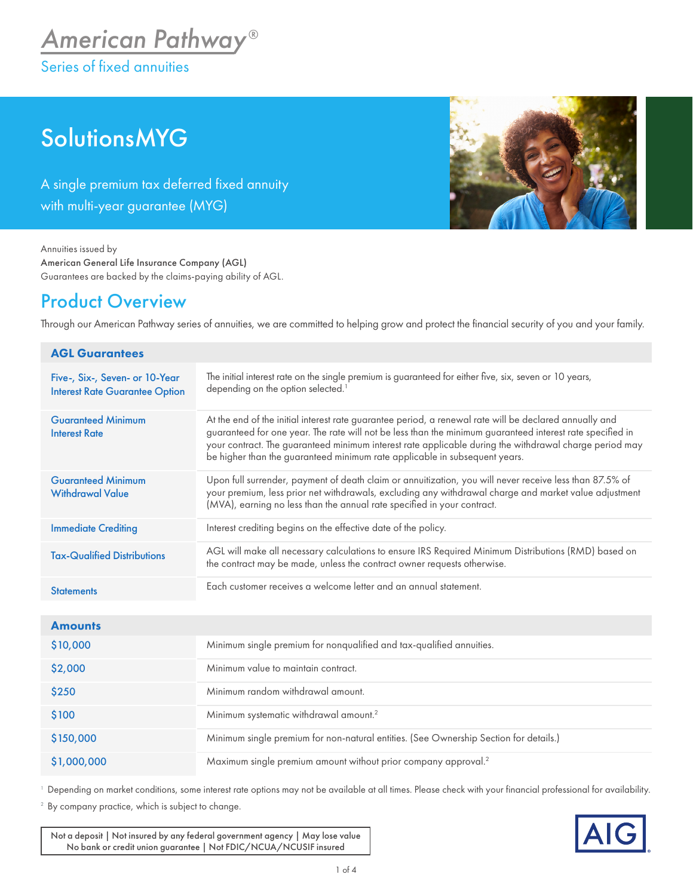# American Pathway®

Series of fixed annuities

## SolutionsMYG

A single premium tax deferred fixed annuity with multi-year guarantee (MYG)

Annuities issued by
American General Life Insurance Company (AGL)
Guarantees are backed by the claims-paying ability of AGL.

## Product Overview

Through our American Pathway series of annuities, we are committed to helping grow and protect the financial security of you and your family.

| AGL Guarantees | |
|---|---|
| Five-, Six-, Seven- or 10-Year Interest Rate Guarantee Option | The initial interest rate on the single premium is guaranteed for either five, six, seven or 10 years, depending on the option selected.[1] |
| Guaranteed Minimum Interest Rate | At the end of the initial interest rate guarantee period, a renewal rate will be declared annually and guaranteed for one year. The rate will not be less than the minimum guaranteed interest rate specified in your contract. The guaranteed minimum interest rate applicable during the withdrawal charge period may be higher than the guaranteed minimum rate applicable in subsequent years. |
| Guaranteed Minimum Withdrawal Value | Upon full surrender, payment of death claim or annuitization, you will never receive less than 87.5% of your premium, less prior net withdrawals, excluding any withdrawal charge and market value adjustment (MVA), earning no less than the annual rate specified in your contract. |
| Immediate Crediting | Interest crediting begins on the effective date of the policy. |
| Tax-Qualified Distributions | AGL will make all necessary calculations to ensure IRS Required Minimum Distributions (RMD) based on the contract may be made, unless the contract owner requests otherwise. |
| Statements | Each customer receives a welcome letter and an annual statement. |

| Amounts | |
|---|---|
| $10,000 | Minimum single premium for nonqualified and tax-qualified annuities. |
| $2,000 | Minimum value to maintain contract. |
| $250 | Minimum random withdrawal amount. |
| $100 | Minimum systematic withdrawal amount.[2] |
| $150,000 | Minimum single premium for non-natural entities. (See Ownership Section for details.) |
| $1,000,000 | Maximum single premium amount without prior company approval.[2] |

[1] Depending on market conditions, some interest rate options may not be available at all times. Please check with your financial professional for availability.

[2] By company practice, which is subject to change.

Not a deposit | Not insured by any federal government agency | May lose value
No bank or credit union guarantee | Not FDIC/NCUA/NCUSIF insured

AIG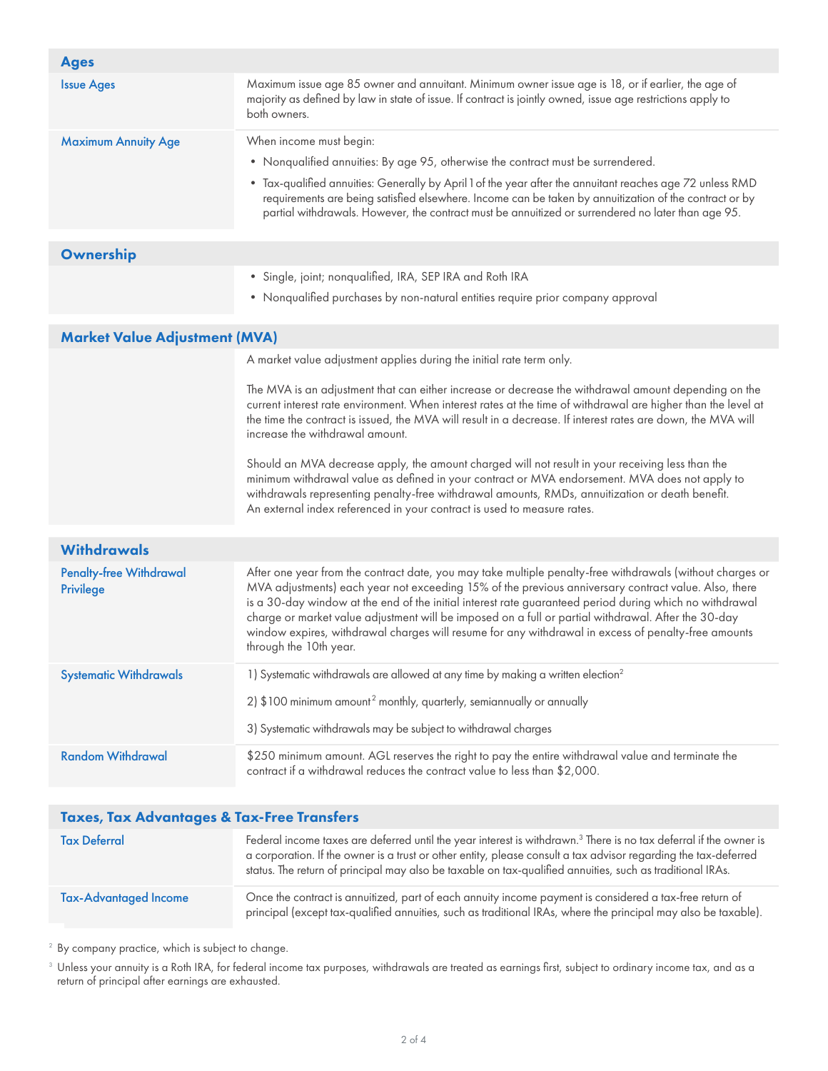## Ages

| | |
|---|---|
| **Issue Ages** | Maximum issue age 85 owner and annuitant. Minimum owner issue age is 18, or if earlier, the age of majority as defined by law in state of issue. If contract is jointly owned, issue age restrictions apply to both owners. |
| **Maximum Annuity Age** | When income must begin:<br>• Nonqualified annuities: By age 95, otherwise the contract must be surrendered.<br>• Tax-qualified annuities: Generally by April 1 of the year after the annuitant reaches age 72 unless RMD requirements are being satisfied elsewhere. Income can be taken by annuitization of the contract or by partial withdrawals. However, the contract must be annuitized or surrendered no later than age 95. |

## Ownership

- Single, joint; nonqualified, IRA, SEP IRA and Roth IRA
- Nonqualified purchases by non-natural entities require prior company approval

## Market Value Adjustment (MVA)

A market value adjustment applies during the initial rate term only.

The MVA is an adjustment that can either increase or decrease the withdrawal amount depending on the current interest rate environment. When interest rates at the time of withdrawal are higher than the level at the time the contract is issued, the MVA will result in a decrease. If interest rates are down, the MVA will increase the withdrawal amount.

Should an MVA decrease apply, the amount charged will not result in your receiving less than the minimum withdrawal value as defined in your contract or MVA endorsement. MVA does not apply to withdrawals representing penalty-free withdrawal amounts, RMDs, annuitization or death benefit. An external index referenced in your contract is used to measure rates.

## Withdrawals

| | |
|---|---|
| **Penalty-free Withdrawal Privilege** | After one year from the contract date, you may take multiple penalty-free withdrawals (without charges or MVA adjustments) each year not exceeding 15% of the previous anniversary contract value. Also, there is a 30-day window at the end of the initial interest rate guaranteed period during which no withdrawal charge or market value adjustment will be imposed on a full or partial withdrawal. After the 30-day window expires, withdrawal charges will resume for any withdrawal in excess of penalty-free amounts through the 10th year. |
| **Systematic Withdrawals** | 1) Systematic withdrawals are allowed at any time by making a written election[2]<br>2) $100 minimum amount[2] monthly, quarterly, semiannually or annually<br>3) Systematic withdrawals may be subject to withdrawal charges |
| **Random Withdrawal** | $250 minimum amount. AGL reserves the right to pay the entire withdrawal value and terminate the contract if a withdrawal reduces the contract value to less than $2,000. |

## Taxes, Tax Advantages & Tax-Free Transfers

| | |
|---|---|
| **Tax Deferral** | Federal income taxes are deferred until the year interest is withdrawn.[3] There is no tax deferral if the owner is a corporation. If the owner is a trust or other entity, please consult a tax advisor regarding the tax-deferred status. The return of principal may also be taxable on tax-qualified annuities, such as traditional IRAs. |
| **Tax-Advantaged Income** | Once the contract is annuitized, part of each annuity income payment is considered a tax-free return of principal (except tax-qualified annuities, such as traditional IRAs, where the principal may also be taxable). |

[2] By company practice, which is subject to change.

[3] Unless your annuity is a Roth IRA, for federal income tax purposes, withdrawals are treated as earnings first, subject to ordinary income tax, and as a return of principal after earnings are exhausted.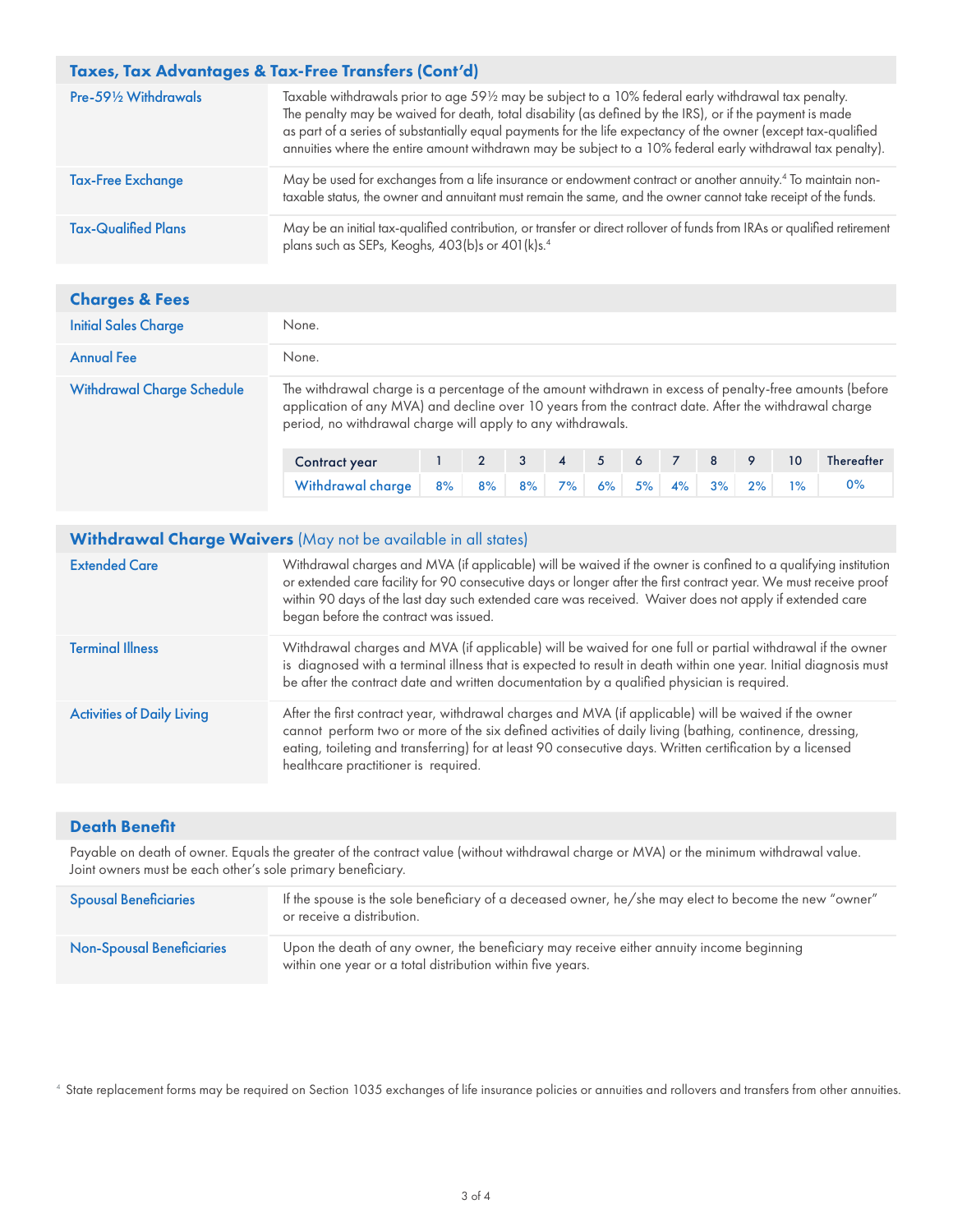## Taxes, Tax Advantages & Tax-Free Transfers (Cont'd)

| | |
|---|---|
| **Pre-59½ Withdrawals** | Taxable withdrawals prior to age 59½ may be subject to a 10% federal early withdrawal tax penalty. The penalty may be waived for death, total disability (as defined by the IRS), or if the payment is made as part of a series of substantially equal payments for the life expectancy of the owner (except tax-qualified annuities where the entire amount withdrawn may be subject to a 10% federal early withdrawal tax penalty). |
| **Tax-Free Exchange** | May be used for exchanges from a life insurance or endowment contract or another annuity.[4] To maintain non-taxable status, the owner and annuitant must remain the same, and the owner cannot take receipt of the funds. |
| **Tax-Qualified Plans** | May be an initial tax-qualified contribution, or transfer or direct rollover of funds from IRAs or qualified retirement plans such as SEPs, Keoghs, 403(b)s or 401(k)s.[4] |

## Charges & Fees

| | |
|---|---|
| **Initial Sales Charge** | None. |
| **Annual Fee** | None. |
| **Withdrawal Charge Schedule** | The withdrawal charge is a percentage of the amount withdrawn in excess of penalty-free amounts (before application of any MVA) and decline over 10 years from the contract date. After the withdrawal charge period, no withdrawal charge will apply to any withdrawals. |

| Contract year | 1 | 2 | 3 | 4 | 5 | 6 | 7 | 8 | 9 | 10 | Thereafter |
|---|---|---|---|---|---|---|---|---|---|---|---|
| Withdrawal charge | 8% | 8% | 8% | 7% | 6% | 5% | 4% | 3% | 2% | 1% | 0% |

## Withdrawal Charge Waivers (May not be available in all states)

| | |
|---|---|
| **Extended Care** | Withdrawal charges and MVA (if applicable) will be waived if the owner is confined to a qualifying institution or extended care facility for 90 consecutive days or longer after the first contract year. We must receive proof within 90 days of the last day such extended care was received. Waiver does not apply if extended care began before the contract was issued. |
| **Terminal Illness** | Withdrawal charges and MVA (if applicable) will be waived for one full or partial withdrawal if the owner is diagnosed with a terminal illness that is expected to result in death within one year. Initial diagnosis must be after the contract date and written documentation by a qualified physician is required. |
| **Activities of Daily Living** | After the first contract year, withdrawal charges and MVA (if applicable) will be waived if the owner cannot perform two or more of the six defined activities of daily living (bathing, continence, dressing, eating, toileting and transferring) for at least 90 consecutive days. Written certification by a licensed healthcare practitioner is required. |

## Death Benefit

Payable on death of owner. Equals the greater of the contract value (without withdrawal charge or MVA) or the minimum withdrawal value. Joint owners must be each other's sole primary beneficiary.

| | |
|---|---|
| **Spousal Beneficiaries** | If the spouse is the sole beneficiary of a deceased owner, he/she may elect to become the new "owner" or receive a distribution. |
| **Non-Spousal Beneficiaries** | Upon the death of any owner, the beneficiary may receive either annuity income beginning within one year or a total distribution within five years. |

[4] State replacement forms may be required on Section 1035 exchanges of life insurance policies or annuities and rollovers and transfers from other annuities.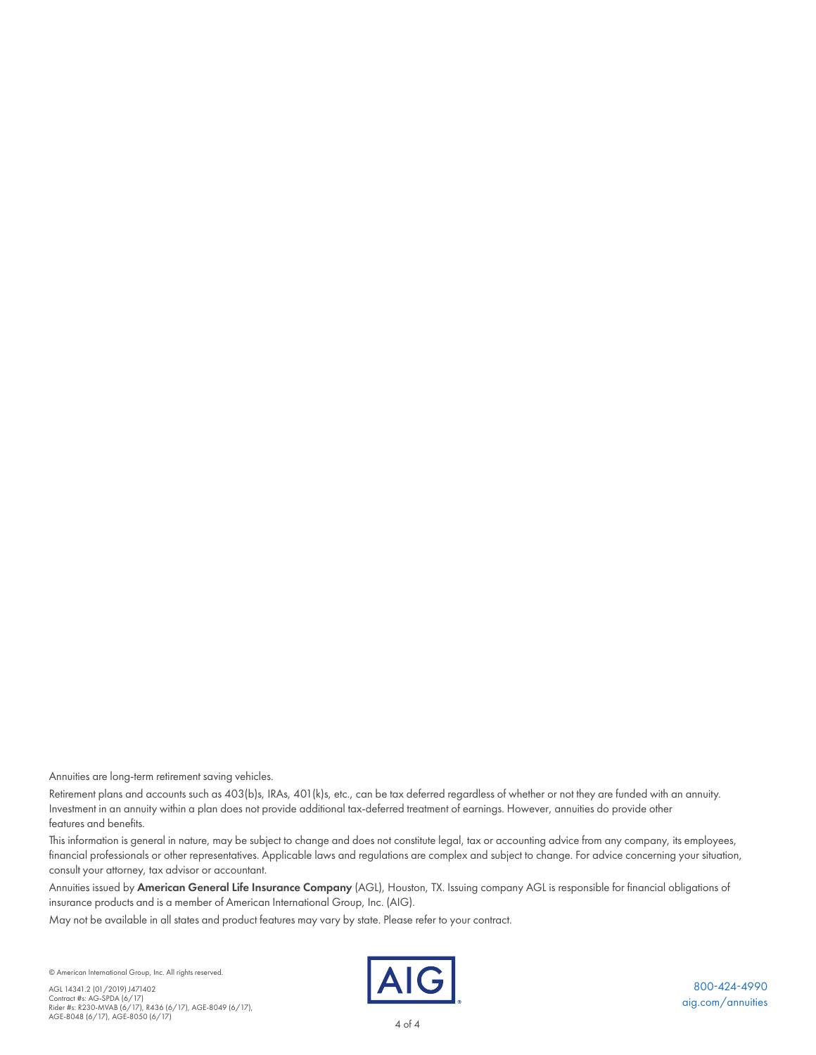Annuities are long-term retirement saving vehicles.

Retirement plans and accounts such as 403(b)s, IRAs, 401(k)s, etc., can be tax deferred regardless of whether or not they are funded with an annuity. Investment in an annuity within a plan does not provide additional tax-deferred treatment of earnings. However, annuities do provide other features and benefits.

This information is general in nature, may be subject to change and does not constitute legal, tax or accounting advice from any company, its employees, financial professionals or other representatives. Applicable laws and regulations are complex and subject to change. For advice concerning your situation, consult your attorney, tax advisor or accountant.

Annuities issued by **American General Life Insurance Company** (AGL), Houston, TX. Issuing company AGL is responsible for financial obligations of insurance products and is a member of American International Group, Inc. (AIG).

May not be available in all states and product features may vary by state. Please refer to your contract.

© American International Group, Inc. All rights reserved.

AGL 14341.2 (01/2019) J471402
Contract #s: AG-SPDA (6/17)
Rider #s: R230-MVAB (6/17), R436 (6/17), AGE-8049 (6/17), AGE-8048 (6/17), AGE-8050 (6/17)

AIG

800-424-4990
aig.com/annuities